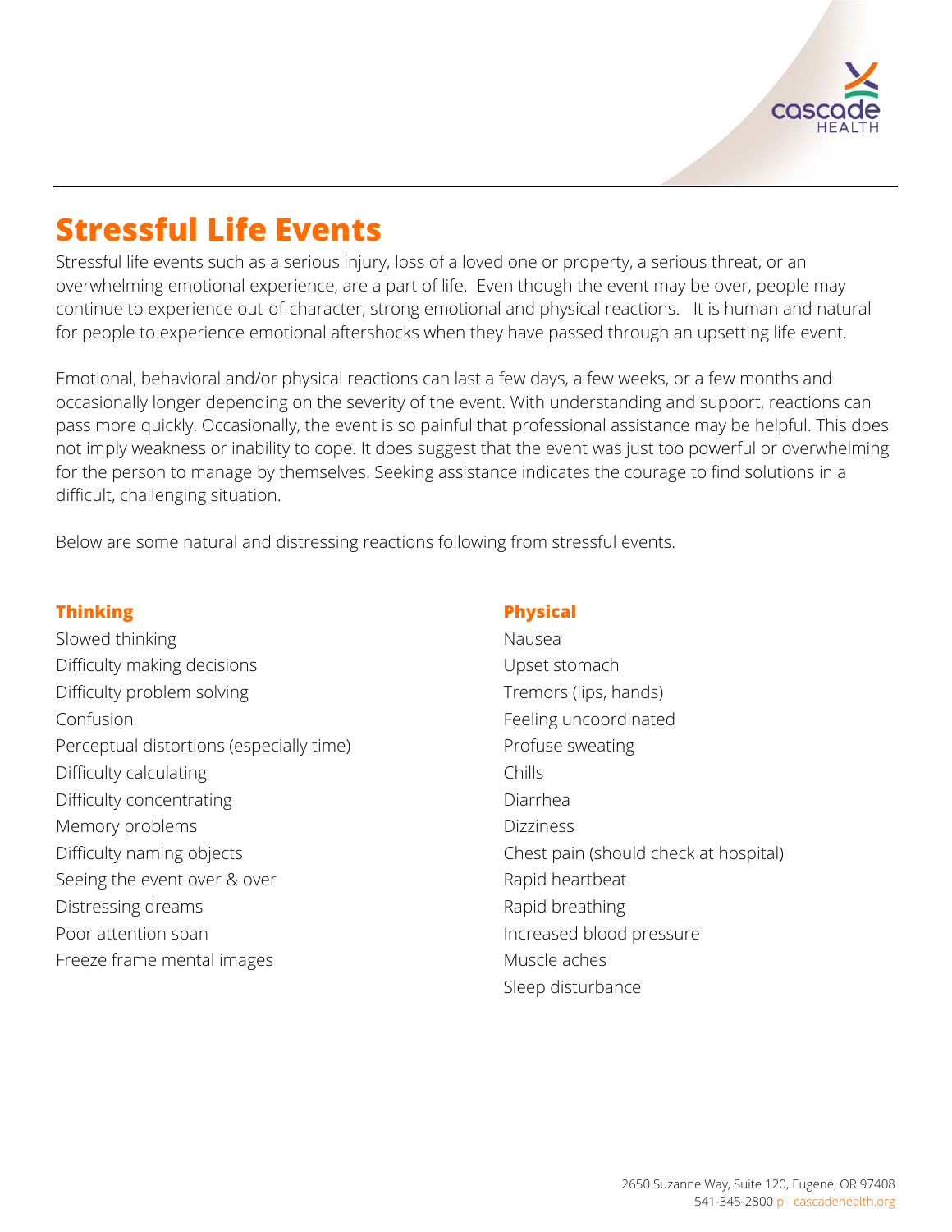# Stressful Life Events

Stressful life events such as a serious injury, loss of a loved one or property, a serious threat, or an overwhelming emotional experience, are a part of life. Even though the event may be over, people may continue to experience out-of-character, strong emotional and physical reactions. It is human and natural for people to experience emotional aftershocks when they have passed through an upsetting life event.

Emotional, behavioral and/or physical reactions can last a few days, a few weeks, or a few months and occasionally longer depending on the severity of the event. With understanding and support, reactions can pass more quickly. Occasionally, the event is so painful that professional assistance may be helpful. This does not imply weakness or inability to cope. It does suggest that the event was just too powerful or overwhelming for the person to manage by themselves. Seeking assistance indicates the courage to find solutions in a difficult, challenging situation.

Below are some natural and distressing reactions following from stressful events.

### Thinking

Slowed thinking
Difficulty making decisions
Difficulty problem solving
Confusion
Perceptual distortions (especially time)
Difficulty calculating
Difficulty concentrating
Memory problems
Difficulty naming objects
Seeing the event over & over
Distressing dreams
Poor attention span
Freeze frame mental images

### Physical

Nausea
Upset stomach
Tremors (lips, hands)
Feeling uncoordinated
Profuse sweating
Chills
Diarrhea
Dizziness
Chest pain (should check at hospital)
Rapid heartbeat
Rapid breathing
Increased blood pressure
Muscle aches
Sleep disturbance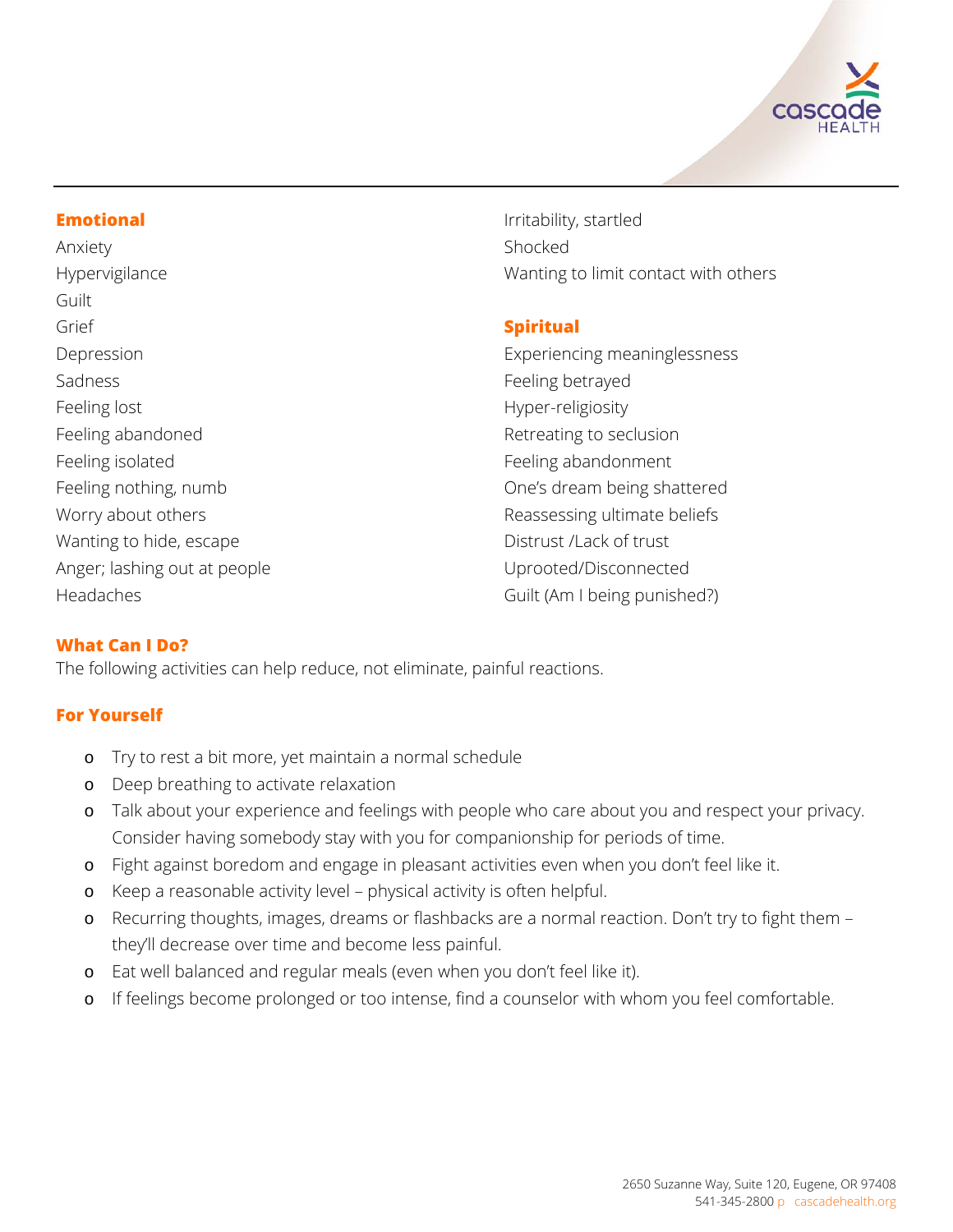## Emotional

Anxiety
Hypervigilance
Guilt
Grief
Depression
Sadness
Feeling lost
Feeling abandoned
Feeling isolated
Feeling nothing, numb
Worry about others
Wanting to hide, escape
Anger; lashing out at people
Headaches
Irritability, startled
Shocked
Wanting to limit contact with others

## Spiritual

Experiencing meaninglessness
Feeling betrayed
Hyper-religiosity
Retreating to seclusion
Feeling abandonment
One's dream being shattered
Reassessing ultimate beliefs
Distrust /Lack of trust
Uprooted/Disconnected
Guilt (Am I being punished?)

## What Can I Do?

The following activities can help reduce, not eliminate, painful reactions.

## For Yourself

- Try to rest a bit more, yet maintain a normal schedule
- Deep breathing to activate relaxation
- Talk about your experience and feelings with people who care about you and respect your privacy. Consider having somebody stay with you for companionship for periods of time.
- Fight against boredom and engage in pleasant activities even when you don't feel like it.
- Keep a reasonable activity level – physical activity is often helpful.
- Recurring thoughts, images, dreams or flashbacks are a normal reaction. Don't try to fight them – they'll decrease over time and become less painful.
- Eat well balanced and regular meals (even when you don't feel like it).
- If feelings become prolonged or too intense, find a counselor with whom you feel comfortable.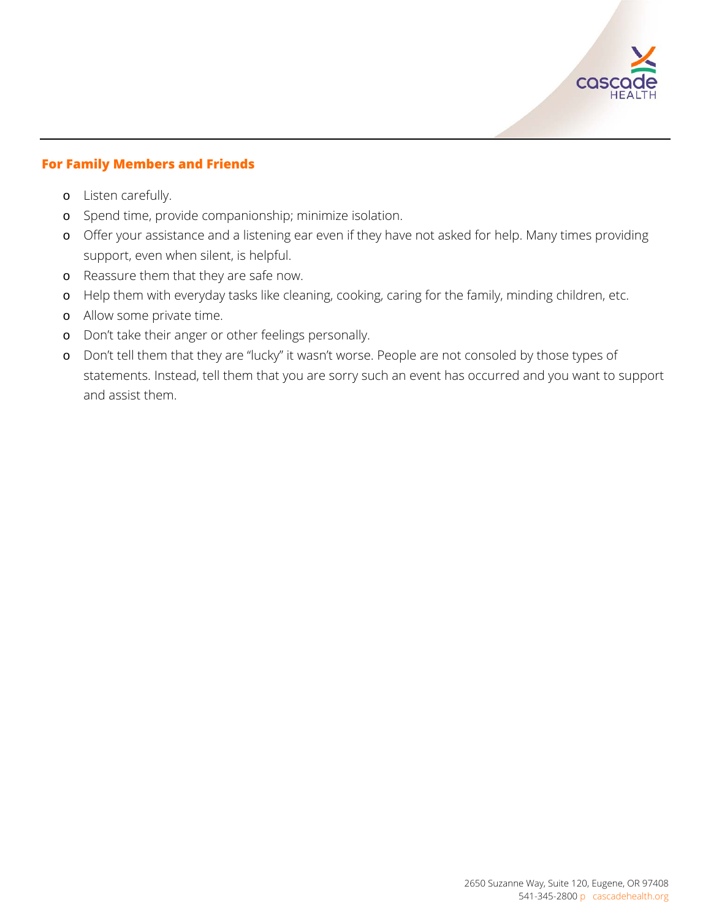## For Family Members and Friends

- Listen carefully.
- Spend time, provide companionship; minimize isolation.
- Offer your assistance and a listening ear even if they have not asked for help. Many times providing support, even when silent, is helpful.
- Reassure them that they are safe now.
- Help them with everyday tasks like cleaning, cooking, caring for the family, minding children, etc.
- Allow some private time.
- Don't take their anger or other feelings personally.
- Don't tell them that they are "lucky" it wasn't worse. People are not consoled by those types of statements. Instead, tell them that you are sorry such an event has occurred and you want to support and assist them.